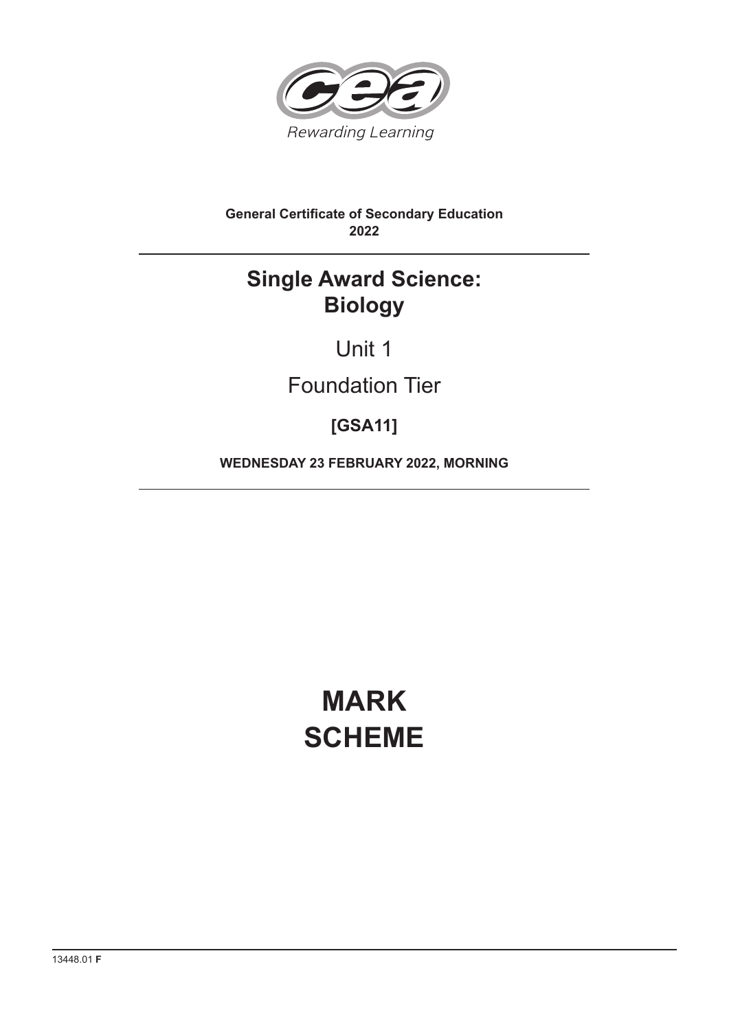Rewarding Learning

**General Certificate of Secondary Education**
**2022**

# Single Award Science: Biology

Unit 1

Foundation Tier

**[GSA11]**

**WEDNESDAY 23 FEBRUARY 2022, MORNING**

# MARK SCHEME

13448.01 **F**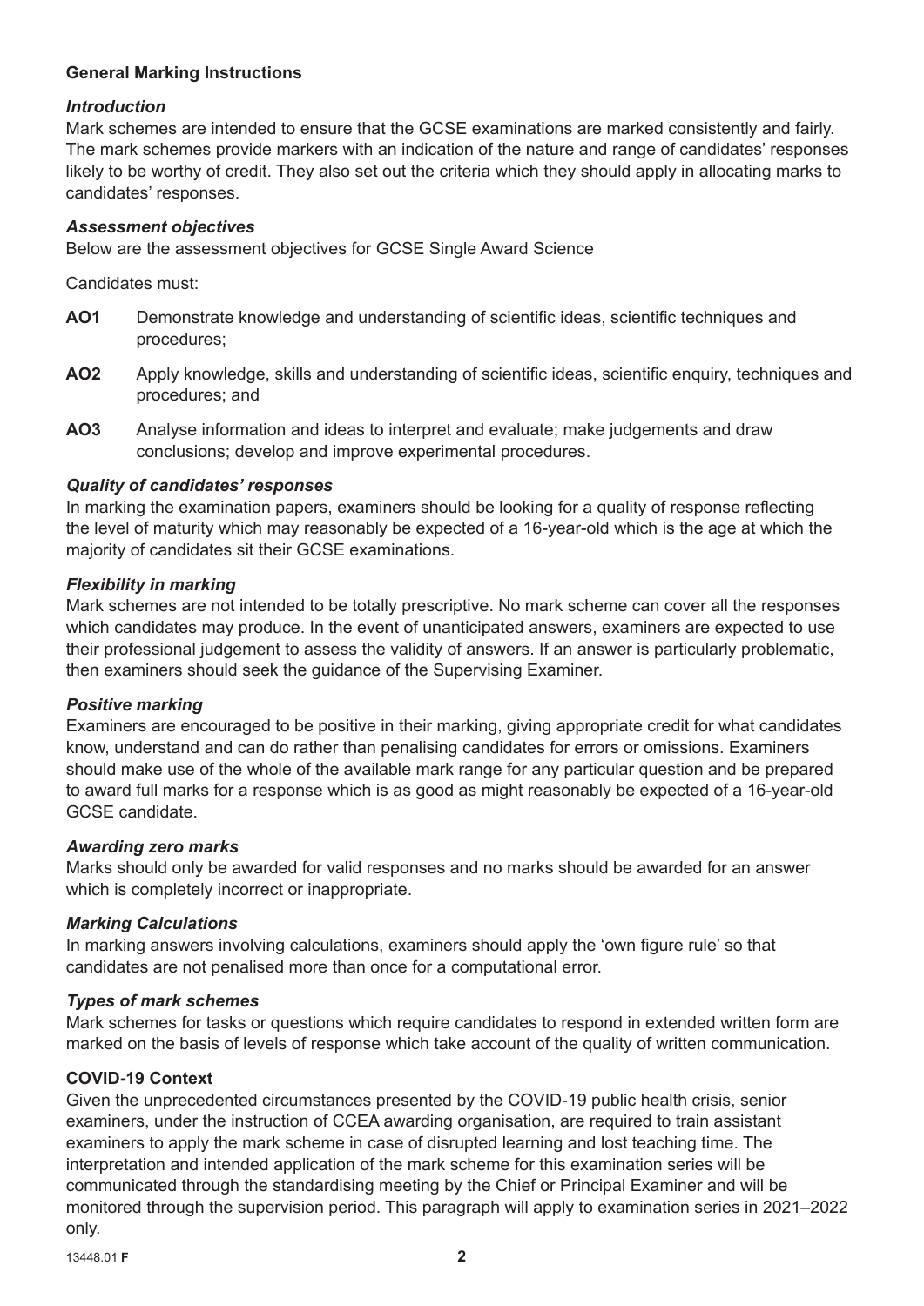## General Marking Instructions

### *Introduction*

Mark schemes are intended to ensure that the GCSE examinations are marked consistently and fairly. The mark schemes provide markers with an indication of the nature and range of candidates' responses likely to be worthy of credit. They also set out the criteria which they should apply in allocating marks to candidates' responses.

### *Assessment objectives*

Below are the assessment objectives for GCSE Single Award Science

Candidates must:

**AO1** Demonstrate knowledge and understanding of scientific ideas, scientific techniques and procedures;

**AO2** Apply knowledge, skills and understanding of scientific ideas, scientific enquiry, techniques and procedures; and

**AO3** Analyse information and ideas to interpret and evaluate; make judgements and draw conclusions; develop and improve experimental procedures.

### *Quality of candidates' responses*

In marking the examination papers, examiners should be looking for a quality of response reflecting the level of maturity which may reasonably be expected of a 16-year-old which is the age at which the majority of candidates sit their GCSE examinations.

### *Flexibility in marking*

Mark schemes are not intended to be totally prescriptive. No mark scheme can cover all the responses which candidates may produce. In the event of unanticipated answers, examiners are expected to use their professional judgement to assess the validity of answers. If an answer is particularly problematic, then examiners should seek the guidance of the Supervising Examiner.

### *Positive marking*

Examiners are encouraged to be positive in their marking, giving appropriate credit for what candidates know, understand and can do rather than penalising candidates for errors or omissions. Examiners should make use of the whole of the available mark range for any particular question and be prepared to award full marks for a response which is as good as might reasonably be expected of a 16-year-old GCSE candidate.

### *Awarding zero marks*

Marks should only be awarded for valid responses and no marks should be awarded for an answer which is completely incorrect or inappropriate.

### *Marking Calculations*

In marking answers involving calculations, examiners should apply the 'own figure rule' so that candidates are not penalised more than once for a computational error.

### *Types of mark schemes*

Mark schemes for tasks or questions which require candidates to respond in extended written form are marked on the basis of levels of response which take account of the quality of written communication.

## COVID-19 Context

Given the unprecedented circumstances presented by the COVID-19 public health crisis, senior examiners, under the instruction of CCEA awarding organisation, are required to train assistant examiners to apply the mark scheme in case of disrupted learning and lost teaching time. The interpretation and intended application of the mark scheme for this examination series will be communicated through the standardising meeting by the Chief or Principal Examiner and will be monitored through the supervision period. This paragraph will apply to examination series in 2021–2022 only.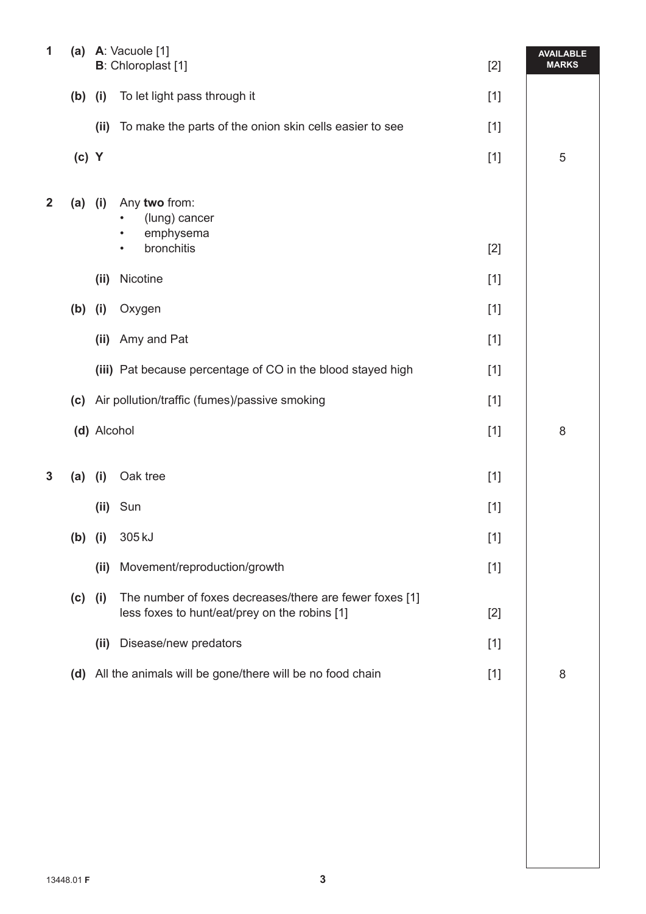| Question | | | Answer | Marks | AVAILABLE MARKS |
|---|---|---|---|---|---|
| 1 | (a) | | **A**: Vacuole [1]<br>**B**: Chloroplast [1] | [2] | |
| | (b) | (i) | To let light pass through it | [1] | |
| | | (ii) | To make the parts of the onion skin cells easier to see | [1] | |
| | (c) | | Y | [1] | 5 |
| 2 | (a) | (i) | Any **two** from:<br>• (lung) cancer<br>• emphysema<br>• bronchitis | [2] | |
| | | (ii) | Nicotine | [1] | |
| | (b) | (i) | Oxygen | [1] | |
| | | (ii) | Amy and Pat | [1] | |
| | | (iii) | Pat because percentage of CO in the blood stayed high | [1] | |
| | (c) | | Air pollution/traffic (fumes)/passive smoking | [1] | |
| | (d) | | Alcohol | [1] | 8 |
| 3 | (a) | (i) | Oak tree | [1] | |
| | | (ii) | Sun | [1] | |
| | (b) | (i) | 305 kJ | [1] | |
| | | (ii) | Movement/reproduction/growth | [1] | |
| | (c) | (i) | The number of foxes decreases/there are fewer foxes [1]<br>less foxes to hunt/eat/prey on the robins [1] | [2] | |
| | | (ii) | Disease/new predators | [1] | |
| | (d) | | All the animals will be gone/there will be no food chain | [1] | 8 |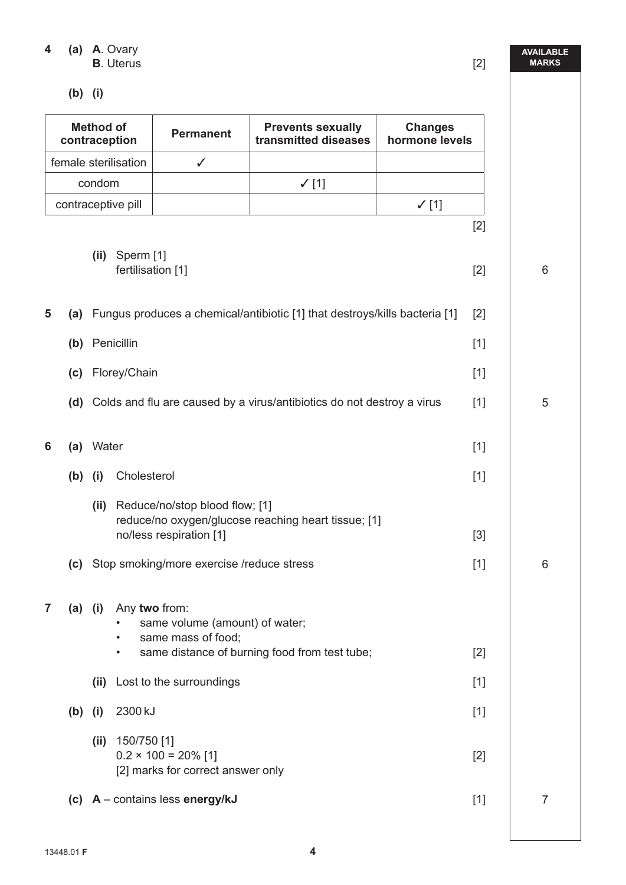**AVAILABLE MARKS**

**4** **(a)** **A**. Ovary
**B**. Uterus [2]

**(b)** **(i)**

| Method of contraception | Permanent | Prevents sexually transmitted diseases | Changes hormone levels |
|---|---|---|---|
| female sterilisation | ✓ | | |
| condom | | ✓ [1] | |
| contraceptive pill | | | ✓ [1] |

[2]

**(ii)** Sperm [1]
fertilisation [1] [2] — 6

**5** **(a)** Fungus produces a chemical/antibiotic [1] that destroys/kills bacteria [1] [2]

**(b)** Penicillin [1]

**(c)** Florey/Chain [1]

**(d)** Colds and flu are caused by a virus/antibiotics do not destroy a virus [1] — 5

**6** **(a)** Water [1]

**(b)** **(i)** Cholesterol [1]

**(ii)** Reduce/no/stop blood flow; [1]
reduce/no oxygen/glucose reaching heart tissue; [1]
no/less respiration [1] [3]

**(c)** Stop smoking/more exercise /reduce stress [1] — 6

**7** **(a)** **(i)** Any **two** from:
- same volume (amount) of water;
- same mass of food;
- same distance of burning food from test tube; [2]

**(ii)** Lost to the surroundings [1]

**(b)** **(i)** 2300 kJ [1]

**(ii)** 150/750 [1]
$0.2 \times 100 = 20\%$ [1]
[2] marks for correct answer only [2]

**(c)** **A** – contains less **energy/kJ** [1] — 7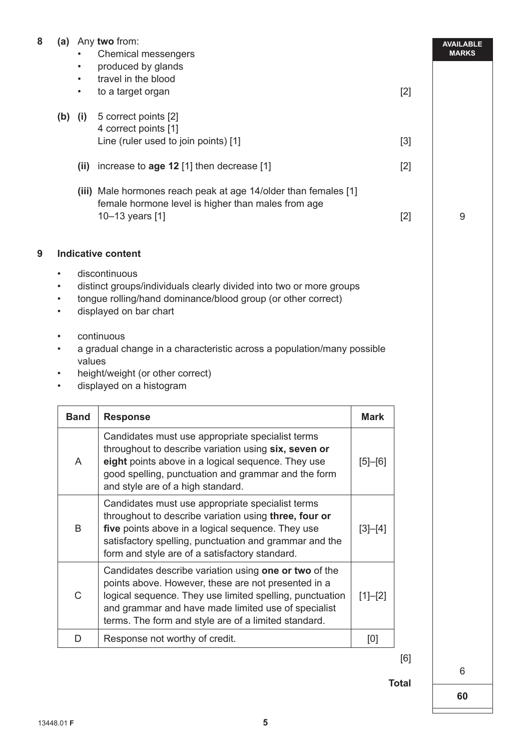**8 (a)** Any **two** from:

- Chemical messengers
- produced by glands
- travel in the blood
- to a target organ

[2]

**(b) (i)** 5 correct points [2]
4 correct points [1]
Line (ruler used to join points) [1] [3]

**(ii)** increase to **age 12** [1] then decrease [1] [2]

**(iii)** Male hormones reach peak at age 14/older than females [1]
female hormone level is higher than males from age 10–13 years [1] [2]

AVAILABLE MARKS: 9

**9 Indicative content**

- discontinuous
- distinct groups/individuals clearly divided into two or more groups
- tongue rolling/hand dominance/blood group (or other correct)
- displayed on bar chart

- continuous
- a gradual change in a characteristic across a population/many possible values
- height/weight (or other correct)
- displayed on a histogram

| Band | Response | Mark |
|---|---|---|
| A | Candidates must use appropriate specialist terms throughout to describe variation using **six, seven or eight** points above in a logical sequence. They use good spelling, punctuation and grammar and the form and style are of a high standard. | [5]–[6] |
| B | Candidates must use appropriate specialist terms throughout to describe variation using **three, four or five** points above in a logical sequence. They use satisfactory spelling, punctuation and grammar and the form and style are of a satisfactory standard. | [3]–[4] |
| C | Candidates describe variation using **one or two** of the points above. However, these are not presented in a logical sequence. They use limited spelling, punctuation and grammar and have made limited use of specialist terms. The form and style are of a limited standard. | [1]–[2] |
| D | Response not worthy of credit. | [0] |

[6]

AVAILABLE MARKS: 6

**Total** 60